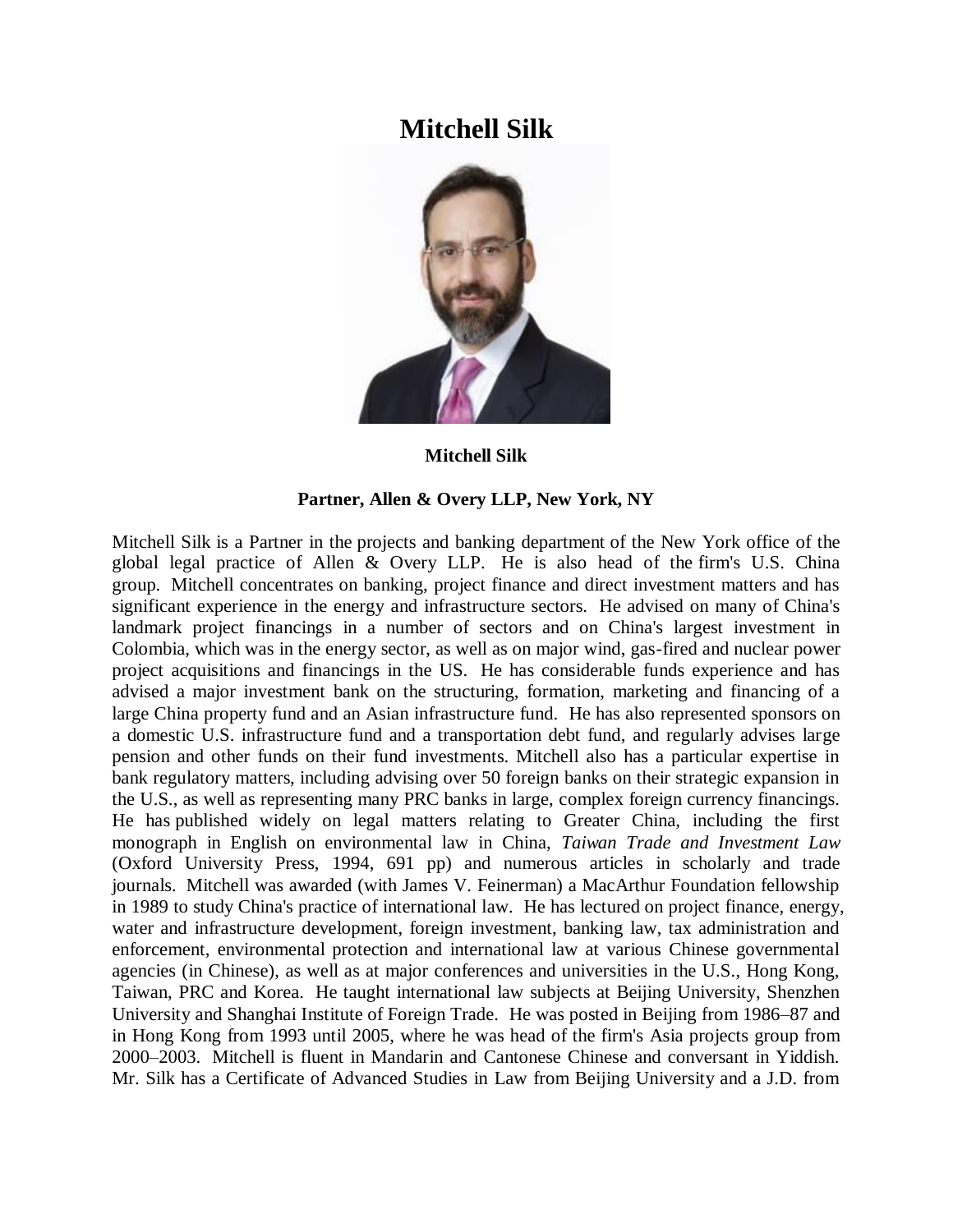# Mitchell Silk

**Mitchell Silk**

**Partner, Allen & Overy LLP, New York, NY**

Mitchell Silk is a Partner in the projects and banking department of the New York office of the global legal practice of Allen & Overy LLP. He is also head of the firm's U.S. China group. Mitchell concentrates on banking, project finance and direct investment matters and has significant experience in the energy and infrastructure sectors. He advised on many of China's landmark project financings in a number of sectors and on China's largest investment in Colombia, which was in the energy sector, as well as on major wind, gas-fired and nuclear power project acquisitions and financings in the US. He has considerable funds experience and has advised a major investment bank on the structuring, formation, marketing and financing of a large China property fund and an Asian infrastructure fund. He has also represented sponsors on a domestic U.S. infrastructure fund and a transportation debt fund, and regularly advises large pension and other funds on their fund investments. Mitchell also has a particular expertise in bank regulatory matters, including advising over 50 foreign banks on their strategic expansion in the U.S., as well as representing many PRC banks in large, complex foreign currency financings. He has published widely on legal matters relating to Greater China, including the first monograph in English on environmental law in China, *Taiwan Trade and Investment Law* (Oxford University Press, 1994, 691 pp) and numerous articles in scholarly and trade journals. Mitchell was awarded (with James V. Feinerman) a MacArthur Foundation fellowship in 1989 to study China's practice of international law. He has lectured on project finance, energy, water and infrastructure development, foreign investment, banking law, tax administration and enforcement, environmental protection and international law at various Chinese governmental agencies (in Chinese), as well as at major conferences and universities in the U.S., Hong Kong, Taiwan, PRC and Korea. He taught international law subjects at Beijing University, Shenzhen University and Shanghai Institute of Foreign Trade. He was posted in Beijing from 1986–87 and in Hong Kong from 1993 until 2005, where he was head of the firm's Asia projects group from 2000–2003. Mitchell is fluent in Mandarin and Cantonese Chinese and conversant in Yiddish. Mr. Silk has a Certificate of Advanced Studies in Law from Beijing University and a J.D. from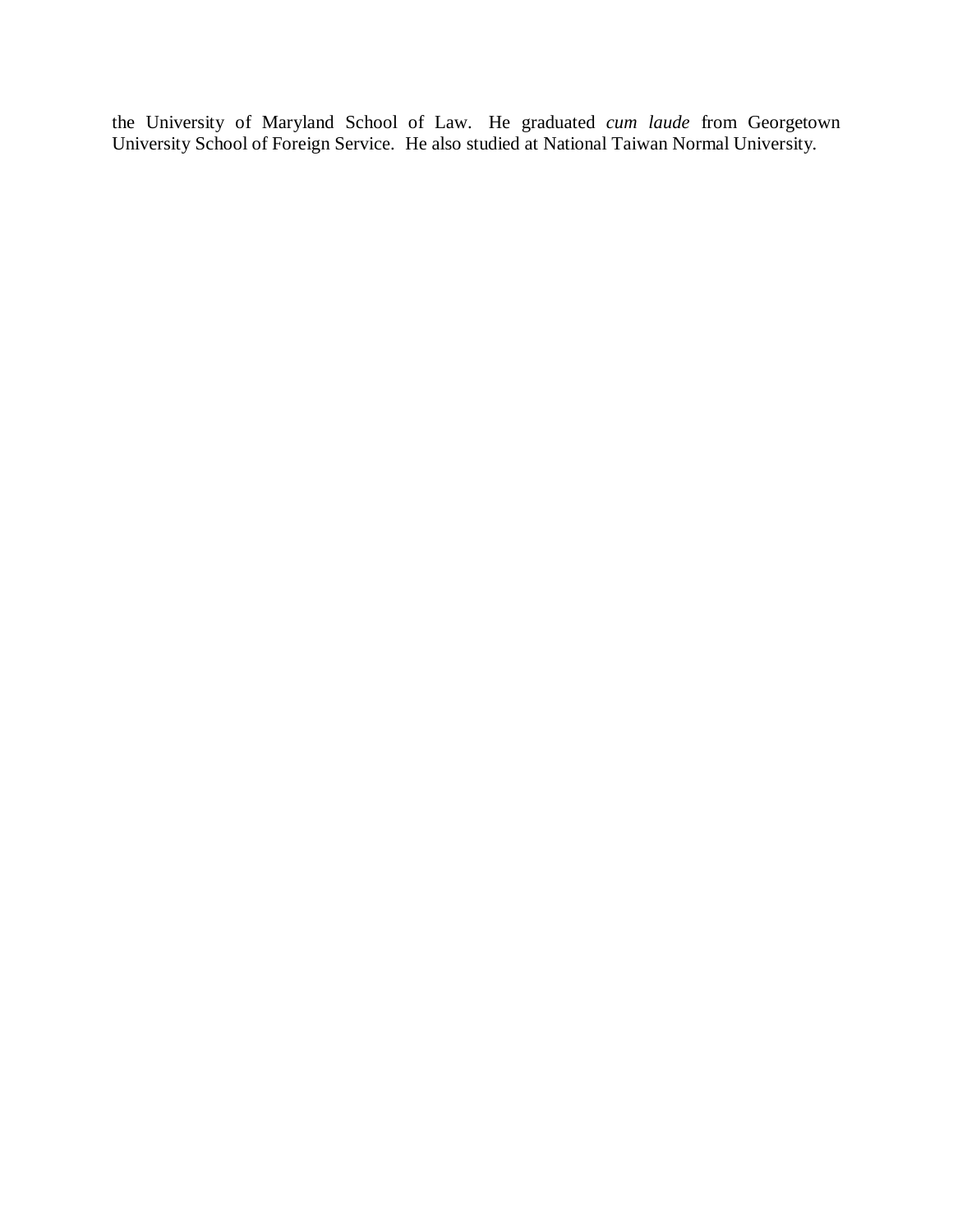the University of Maryland School of Law. He graduated *cum laude* from Georgetown University School of Foreign Service. He also studied at National Taiwan Normal University.